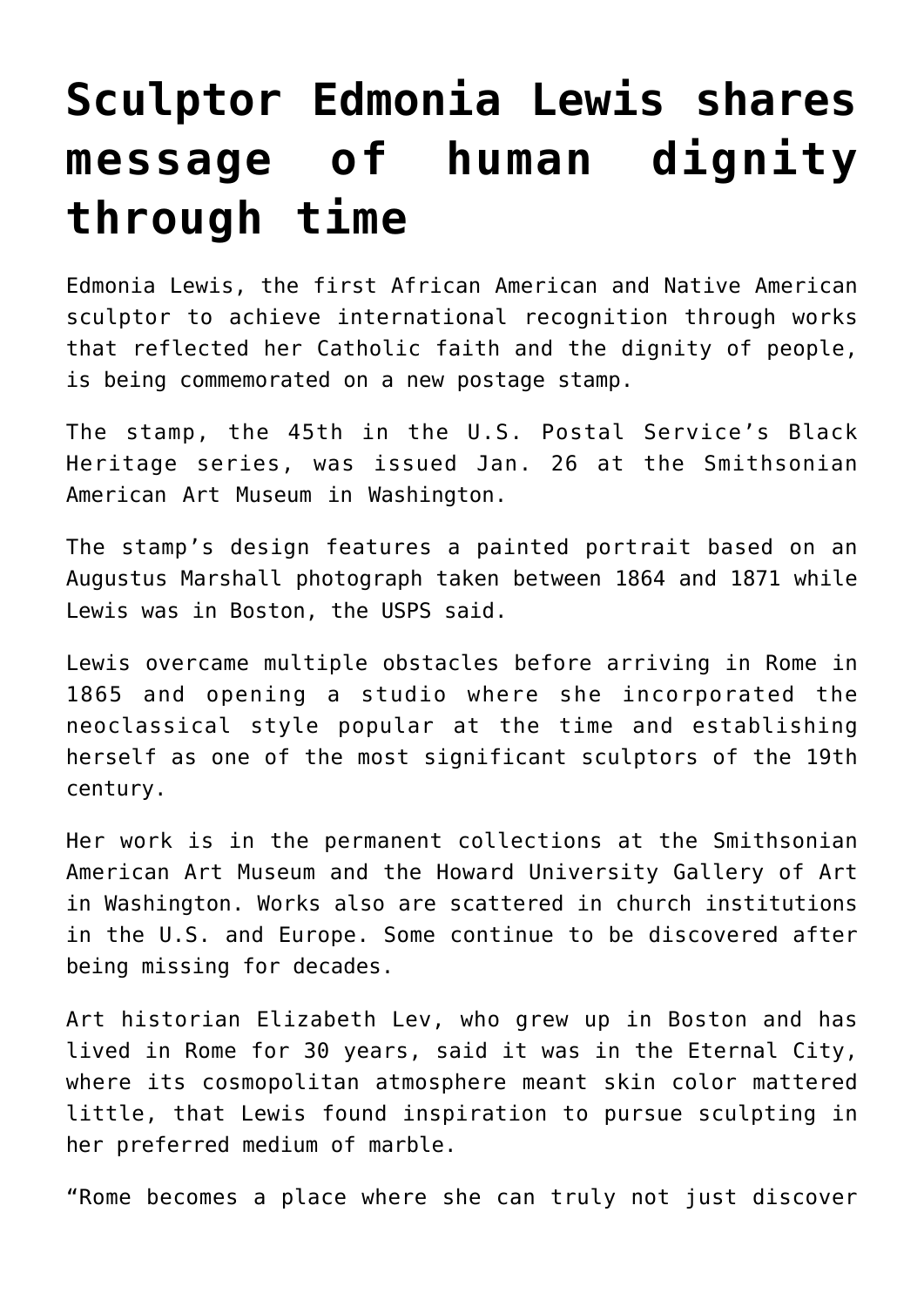# Sculptor Edmonia Lewis shares message of human dignity through time

Edmonia Lewis, the first African American and Native American sculptor to achieve international recognition through works that reflected her Catholic faith and the dignity of people, is being commemorated on a new postage stamp.

The stamp, the 45th in the U.S. Postal Service's Black Heritage series, was issued Jan. 26 at the Smithsonian American Art Museum in Washington.

The stamp's design features a painted portrait based on an Augustus Marshall photograph taken between 1864 and 1871 while Lewis was in Boston, the USPS said.

Lewis overcame multiple obstacles before arriving in Rome in 1865 and opening a studio where she incorporated the neoclassical style popular at the time and establishing herself as one of the most significant sculptors of the 19th century.

Her work is in the permanent collections at the Smithsonian American Art Museum and the Howard University Gallery of Art in Washington. Works also are scattered in church institutions in the U.S. and Europe. Some continue to be discovered after being missing for decades.

Art historian Elizabeth Lev, who grew up in Boston and has lived in Rome for 30 years, said it was in the Eternal City, where its cosmopolitan atmosphere meant skin color mattered little, that Lewis found inspiration to pursue sculpting in her preferred medium of marble.

"Rome becomes a place where she can truly not just discover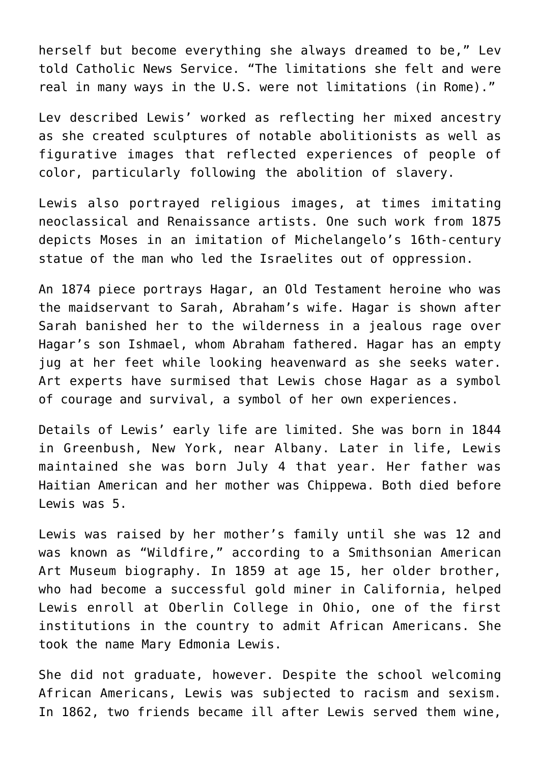herself but become everything she always dreamed to be," Lev told Catholic News Service. "The limitations she felt and were real in many ways in the U.S. were not limitations (in Rome)."

Lev described Lewis' worked as reflecting her mixed ancestry as she created sculptures of notable abolitionists as well as figurative images that reflected experiences of people of color, particularly following the abolition of slavery.

Lewis also portrayed religious images, at times imitating neoclassical and Renaissance artists. One such work from 1875 depicts Moses in an imitation of Michelangelo's 16th-century statue of the man who led the Israelites out of oppression.

An 1874 piece portrays Hagar, an Old Testament heroine who was the maidservant to Sarah, Abraham's wife. Hagar is shown after Sarah banished her to the wilderness in a jealous rage over Hagar's son Ishmael, whom Abraham fathered. Hagar has an empty jug at her feet while looking heavenward as she seeks water. Art experts have surmised that Lewis chose Hagar as a symbol of courage and survival, a symbol of her own experiences.

Details of Lewis' early life are limited. She was born in 1844 in Greenbush, New York, near Albany. Later in life, Lewis maintained she was born July 4 that year. Her father was Haitian American and her mother was Chippewa. Both died before Lewis was 5.

Lewis was raised by her mother's family until she was 12 and was known as "Wildfire," according to a Smithsonian American Art Museum biography. In 1859 at age 15, her older brother, who had become a successful gold miner in California, helped Lewis enroll at Oberlin College in Ohio, one of the first institutions in the country to admit African Americans. She took the name Mary Edmonia Lewis.

She did not graduate, however. Despite the school welcoming African Americans, Lewis was subjected to racism and sexism. In 1862, two friends became ill after Lewis served them wine,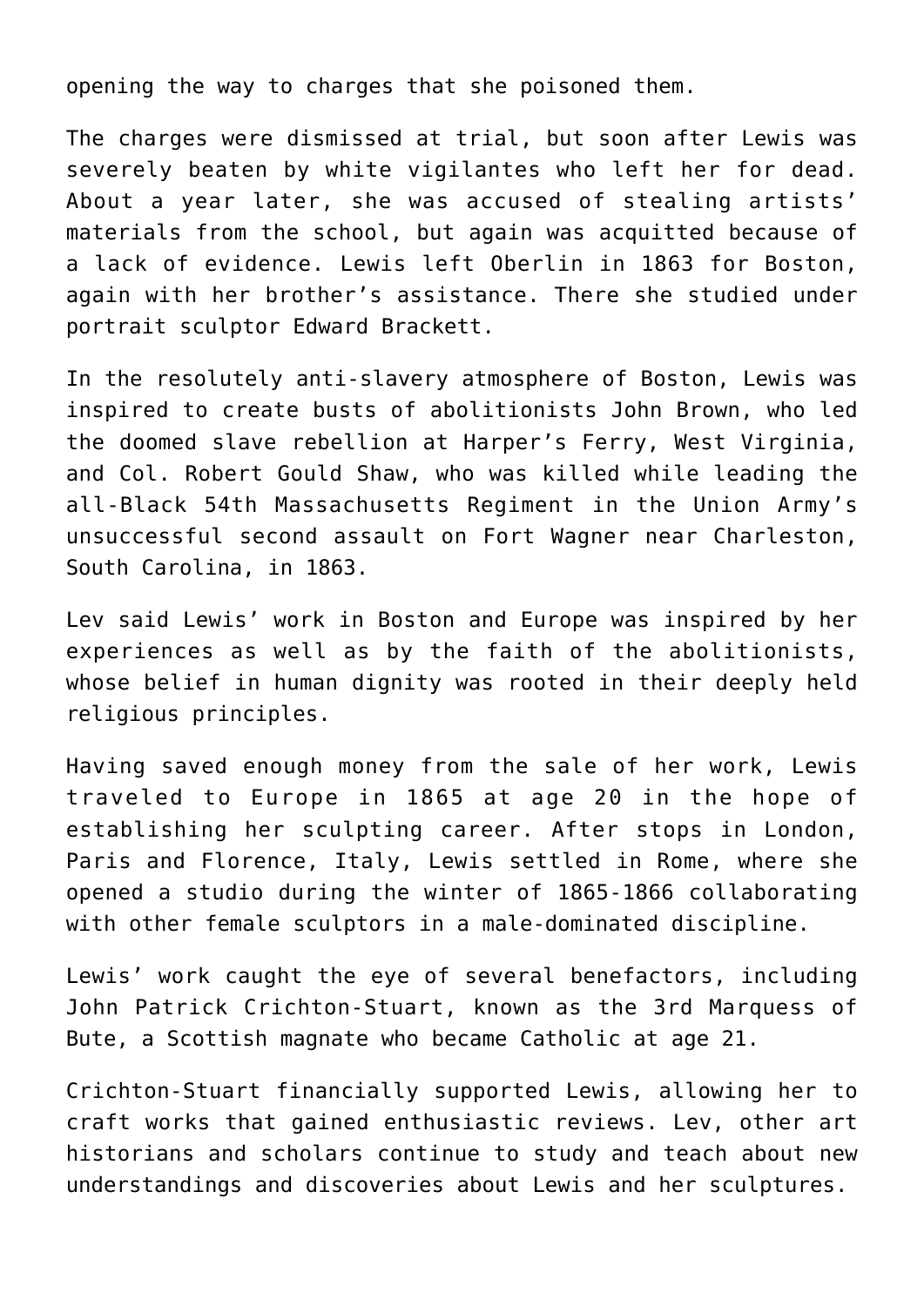opening the way to charges that she poisoned them.

The charges were dismissed at trial, but soon after Lewis was severely beaten by white vigilantes who left her for dead. About a year later, she was accused of stealing artists' materials from the school, but again was acquitted because of a lack of evidence. Lewis left Oberlin in 1863 for Boston, again with her brother's assistance. There she studied under portrait sculptor Edward Brackett.

In the resolutely anti-slavery atmosphere of Boston, Lewis was inspired to create busts of abolitionists John Brown, who led the doomed slave rebellion at Harper's Ferry, West Virginia, and Col. Robert Gould Shaw, who was killed while leading the all-Black 54th Massachusetts Regiment in the Union Army's unsuccessful second assault on Fort Wagner near Charleston, South Carolina, in 1863.

Lev said Lewis' work in Boston and Europe was inspired by her experiences as well as by the faith of the abolitionists, whose belief in human dignity was rooted in their deeply held religious principles.

Having saved enough money from the sale of her work, Lewis traveled to Europe in 1865 at age 20 in the hope of establishing her sculpting career. After stops in London, Paris and Florence, Italy, Lewis settled in Rome, where she opened a studio during the winter of 1865-1866 collaborating with other female sculptors in a male-dominated discipline.

Lewis' work caught the eye of several benefactors, including John Patrick Crichton-Stuart, known as the 3rd Marquess of Bute, a Scottish magnate who became Catholic at age 21.

Crichton-Stuart financially supported Lewis, allowing her to craft works that gained enthusiastic reviews. Lev, other art historians and scholars continue to study and teach about new understandings and discoveries about Lewis and her sculptures.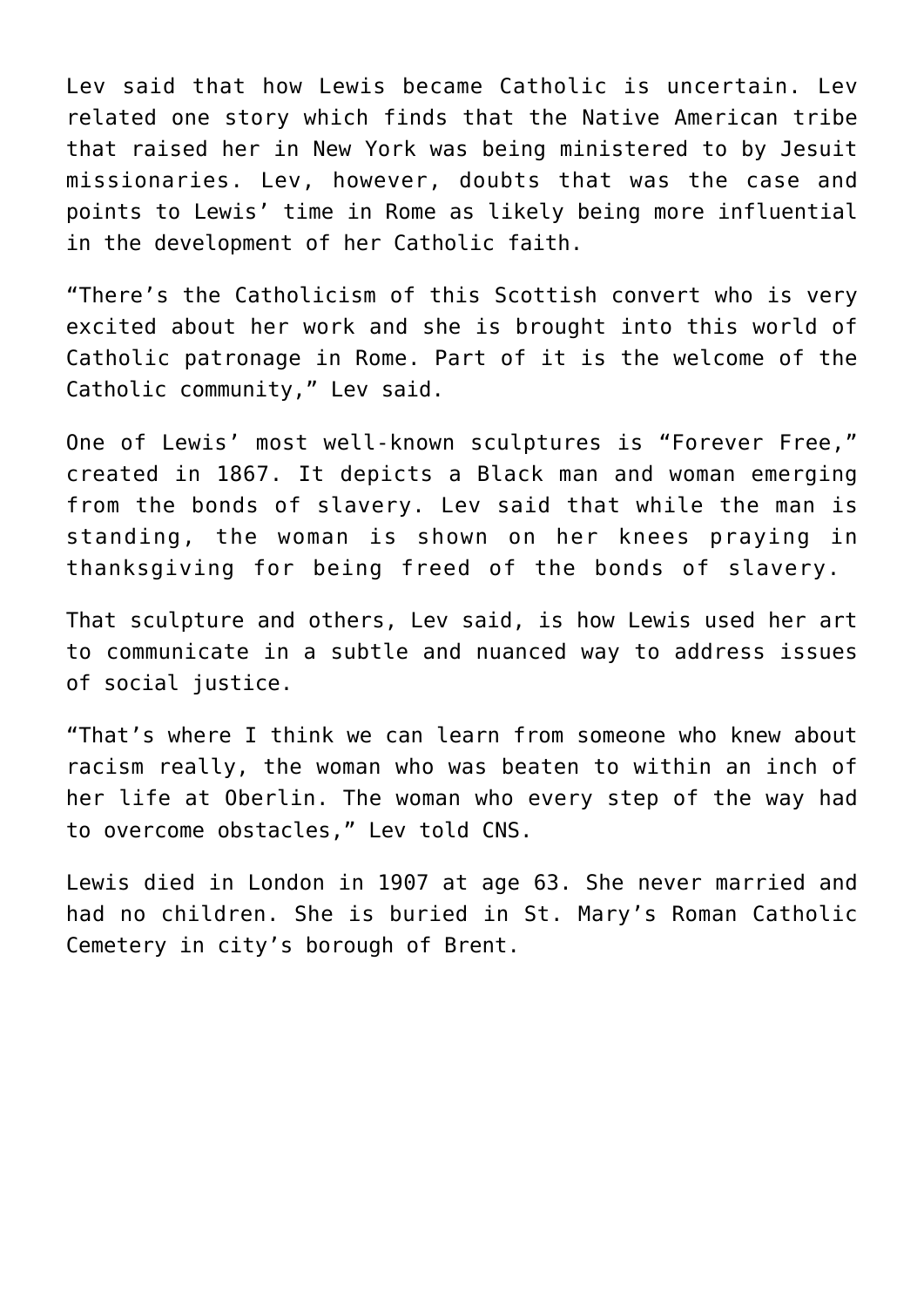Lev said that how Lewis became Catholic is uncertain. Lev related one story which finds that the Native American tribe that raised her in New York was being ministered to by Jesuit missionaries. Lev, however, doubts that was the case and points to Lewis' time in Rome as likely being more influential in the development of her Catholic faith.

"There's the Catholicism of this Scottish convert who is very excited about her work and she is brought into this world of Catholic patronage in Rome. Part of it is the welcome of the Catholic community," Lev said.

One of Lewis' most well-known sculptures is "Forever Free," created in 1867. It depicts a Black man and woman emerging from the bonds of slavery. Lev said that while the man is standing, the woman is shown on her knees praying in thanksgiving for being freed of the bonds of slavery.

That sculpture and others, Lev said, is how Lewis used her art to communicate in a subtle and nuanced way to address issues of social justice.

"That's where I think we can learn from someone who knew about racism really, the woman who was beaten to within an inch of her life at Oberlin. The woman who every step of the way had to overcome obstacles," Lev told CNS.

Lewis died in London in 1907 at age 63. She never married and had no children. She is buried in St. Mary's Roman Catholic Cemetery in city's borough of Brent.